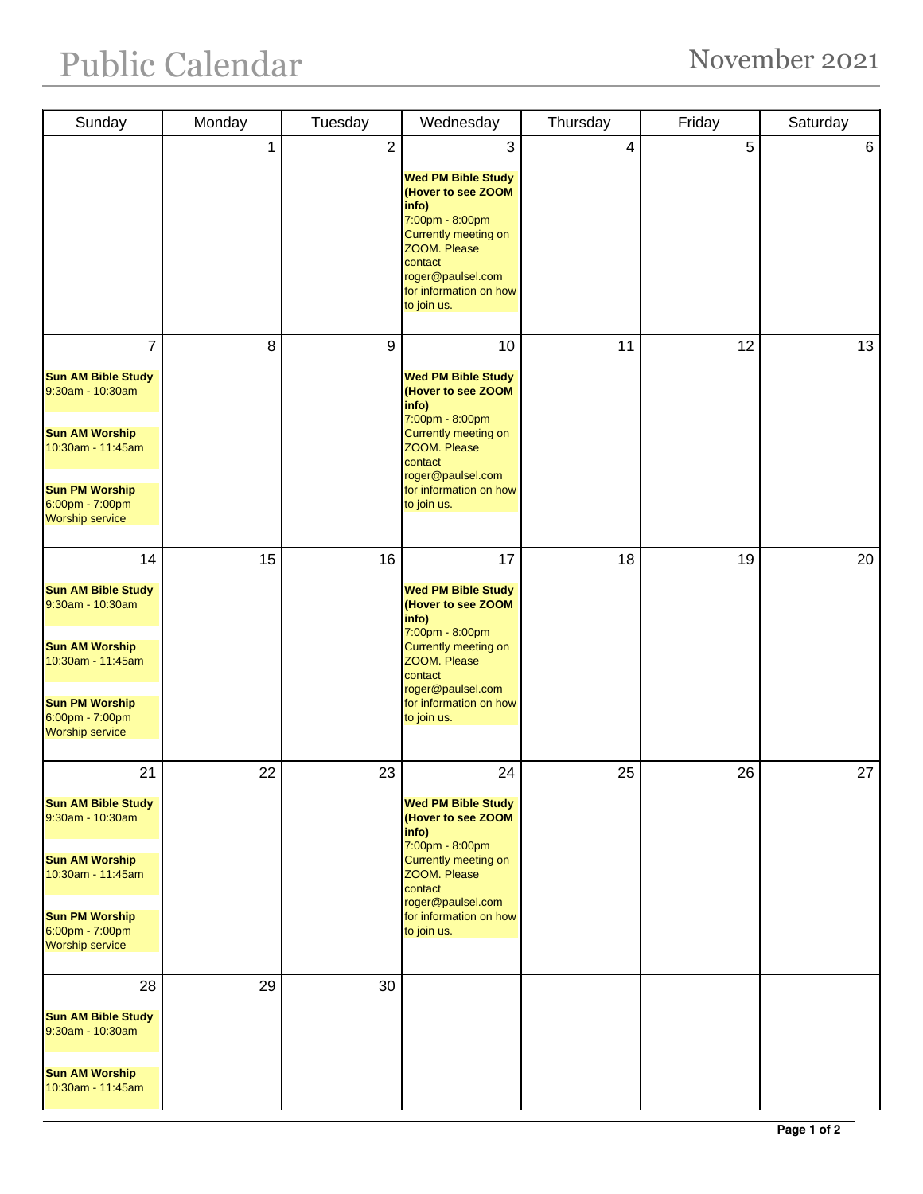# Public Calendar

## November 2021

| Sunday | Monday | Tuesday | Wednesday | Thursday | Friday | Saturday |
|---|---|---|---|---|---|---|
| | 1 | 2 | 3<br><br>**Wed PM Bible Study (Hover to see ZOOM info)**<br>7:00pm - 8:00pm<br>Currently meeting on ZOOM. Please contact roger@paulsel.com for information on how to join us. | 4 | 5 | 6 |
| 7<br><br>**Sun AM Bible Study**<br>9:30am - 10:30am<br><br>**Sun AM Worship**<br>10:30am - 11:45am<br><br>**Sun PM Worship**<br>6:00pm - 7:00pm<br>Worship service | 8 | 9 | 10<br><br>**Wed PM Bible Study (Hover to see ZOOM info)**<br>7:00pm - 8:00pm<br>Currently meeting on ZOOM. Please contact roger@paulsel.com for information on how to join us. | 11 | 12 | 13 |
| 14<br><br>**Sun AM Bible Study**<br>9:30am - 10:30am<br><br>**Sun AM Worship**<br>10:30am - 11:45am<br><br>**Sun PM Worship**<br>6:00pm - 7:00pm<br>Worship service | 15 | 16 | 17<br><br>**Wed PM Bible Study (Hover to see ZOOM info)**<br>7:00pm - 8:00pm<br>Currently meeting on ZOOM. Please contact roger@paulsel.com for information on how to join us. | 18 | 19 | 20 |
| 21<br><br>**Sun AM Bible Study**<br>9:30am - 10:30am<br><br>**Sun AM Worship**<br>10:30am - 11:45am<br><br>**Sun PM Worship**<br>6:00pm - 7:00pm<br>Worship service | 22 | 23 | 24<br><br>**Wed PM Bible Study (Hover to see ZOOM info)**<br>7:00pm - 8:00pm<br>Currently meeting on ZOOM. Please contact roger@paulsel.com for information on how to join us. | 25 | 26 | 27 |
| 28<br><br>**Sun AM Bible Study**<br>9:30am - 10:30am<br><br>**Sun AM Worship**<br>10:30am - 11:45am | 29 | 30 | | | | |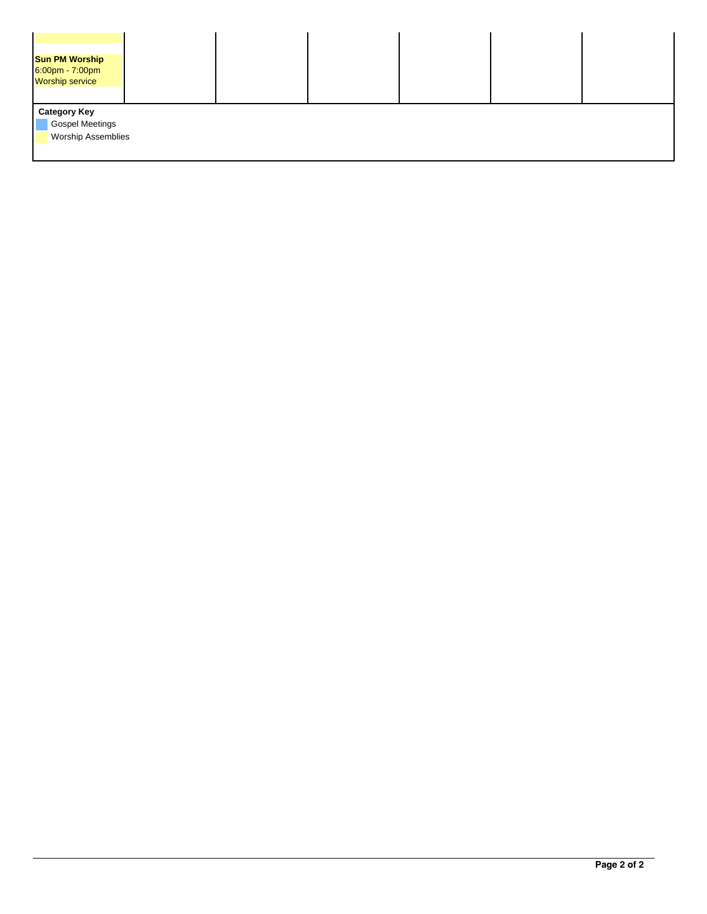| | | | | | | |
|---|---|---|---|---|---|---|
| **Sun PM Worship**<br>6:00pm - 7:00pm<br>Worship service | | | | | | |

**Category Key**

- Gospel Meetings
- Worship Assemblies